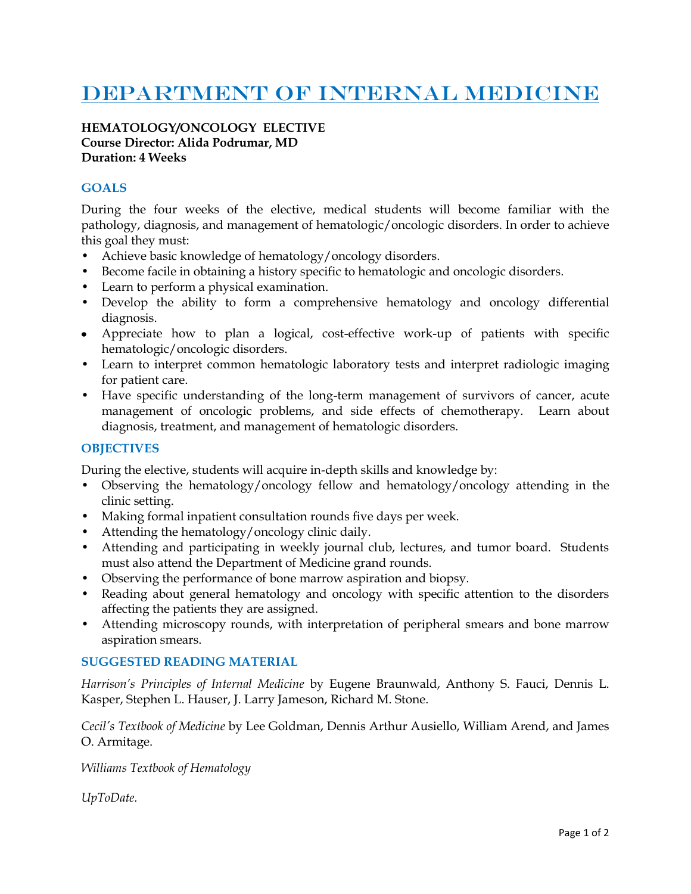# DEPARTMENT OF INTERNAL MEDICINE

**HEMATOLOGY/ONCOLOGY ELECTIVE**
**Course Director: Alida Podrumar, MD**
**Duration: 4 Weeks**

## GOALS

During the four weeks of the elective, medical students will become familiar with the pathology, diagnosis, and management of hematologic/oncologic disorders. In order to achieve this goal they must:

- Achieve basic knowledge of hematology/oncology disorders.
- Become facile in obtaining a history specific to hematologic and oncologic disorders.
- Learn to perform a physical examination.
- Develop the ability to form a comprehensive hematology and oncology differential diagnosis.
- Appreciate how to plan a logical, cost-effective work-up of patients with specific hematologic/oncologic disorders.
- Learn to interpret common hematologic laboratory tests and interpret radiologic imaging for patient care.
- Have specific understanding of the long-term management of survivors of cancer, acute management of oncologic problems, and side effects of chemotherapy. Learn about diagnosis, treatment, and management of hematologic disorders.

## OBJECTIVES

During the elective, students will acquire in-depth skills and knowledge by:

- Observing the hematology/oncology fellow and hematology/oncology attending in the clinic setting.
- Making formal inpatient consultation rounds five days per week.
- Attending the hematology/oncology clinic daily.
- Attending and participating in weekly journal club, lectures, and tumor board. Students must also attend the Department of Medicine grand rounds.
- Observing the performance of bone marrow aspiration and biopsy.
- Reading about general hematology and oncology with specific attention to the disorders affecting the patients they are assigned.
- Attending microscopy rounds, with interpretation of peripheral smears and bone marrow aspiration smears.

## SUGGESTED READING MATERIAL

*Harrison's Principles of Internal Medicine* by Eugene Braunwald, Anthony S. Fauci, Dennis L. Kasper, Stephen L. Hauser, J. Larry Jameson, Richard M. Stone.

*Cecil's Textbook of Medicine* by Lee Goldman, Dennis Arthur Ausiello, William Arend, and James O. Armitage.

*Williams Textbook of Hematology*

*UpToDate.*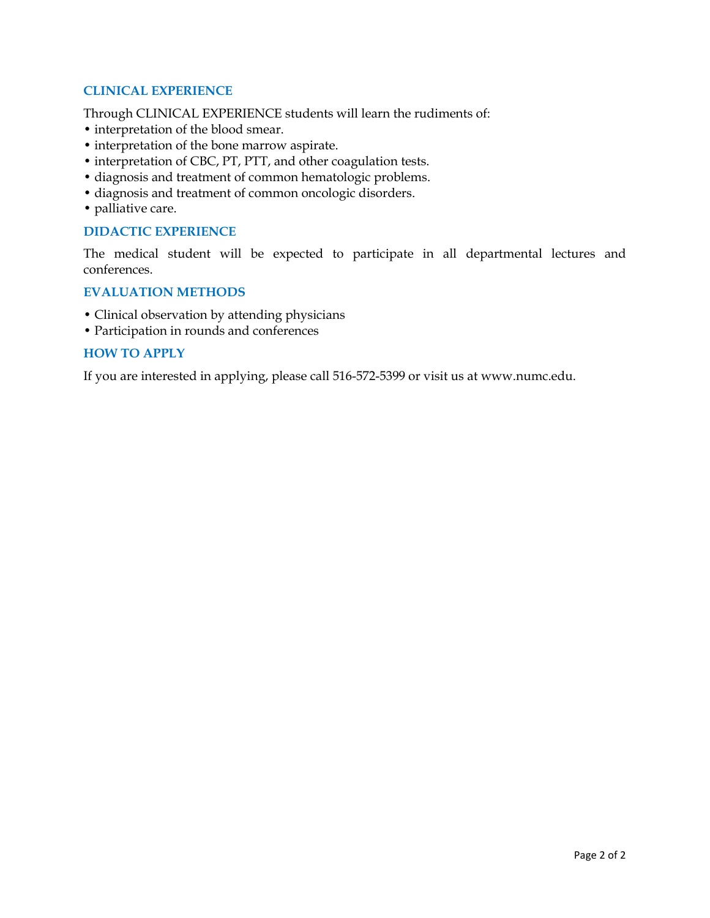## CLINICAL EXPERIENCE

Through CLINICAL EXPERIENCE students will learn the rudiments of:

- interpretation of the blood smear.
- interpretation of the bone marrow aspirate.
- interpretation of CBC, PT, PTT, and other coagulation tests.
- diagnosis and treatment of common hematologic problems.
- diagnosis and treatment of common oncologic disorders.
- palliative care.

## DIDACTIC EXPERIENCE

The medical student will be expected to participate in all departmental lectures and conferences.

## EVALUATION METHODS

- Clinical observation by attending physicians
- Participation in rounds and conferences

## HOW TO APPLY

If you are interested in applying, please call 516-572-5399 or visit us at www.numc.edu.